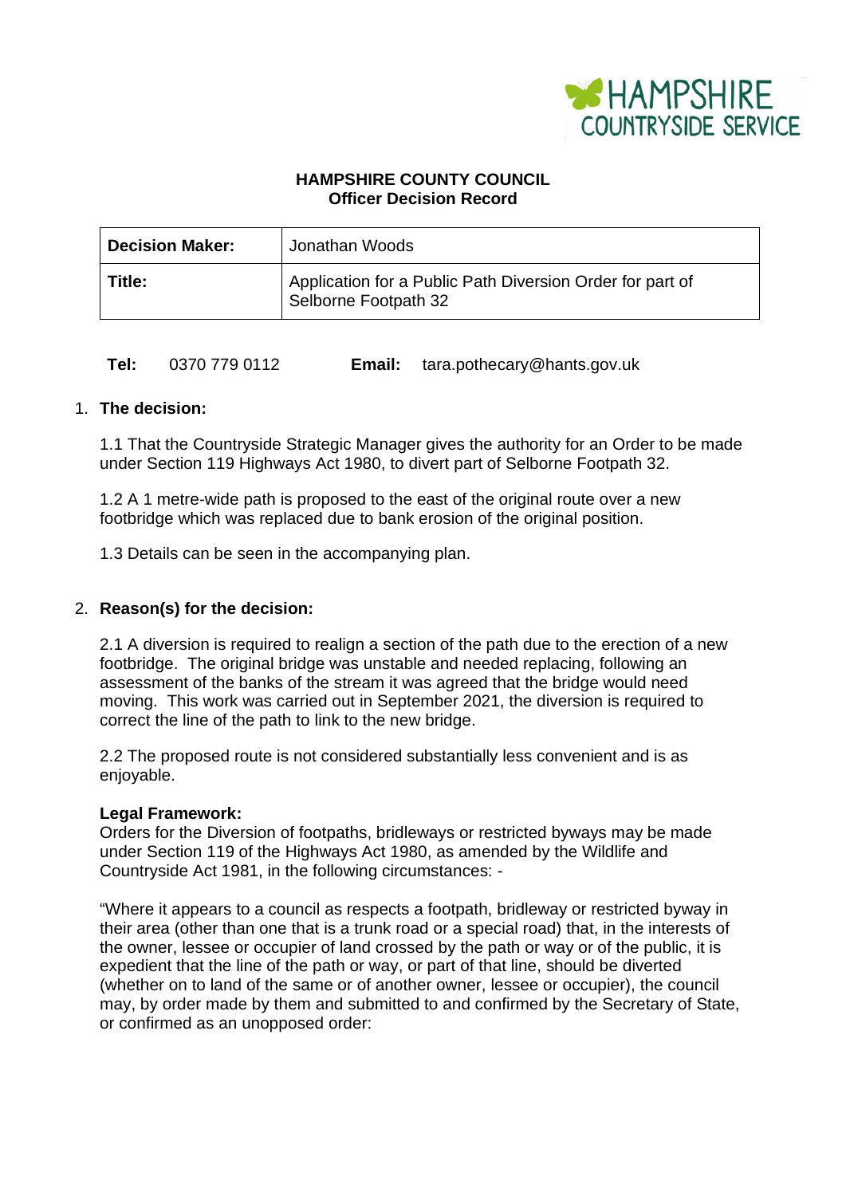**HAMPSHIRE COUNTY COUNCIL**
**Officer Decision Record**

| **Decision Maker:** | Jonathan Woods |
|---|---|
| **Title:** | Application for a Public Path Diversion Order for part of Selborne Footpath 32 |

**Tel:** 0370 779 0112 **Email:** tara.pothecary@hants.gov.uk

## 1. The decision:

1.1 That the Countryside Strategic Manager gives the authority for an Order to be made under Section 119 Highways Act 1980, to divert part of Selborne Footpath 32.

1.2 A 1 metre-wide path is proposed to the east of the original route over a new footbridge which was replaced due to bank erosion of the original position.

1.3 Details can be seen in the accompanying plan.

## 2. Reason(s) for the decision:

2.1 A diversion is required to realign a section of the path due to the erection of a new footbridge. The original bridge was unstable and needed replacing, following an assessment of the banks of the stream it was agreed that the bridge would need moving. This work was carried out in September 2021, the diversion is required to correct the line of the path to link to the new bridge.

2.2 The proposed route is not considered substantially less convenient and is as enjoyable.

**Legal Framework:**
Orders for the Diversion of footpaths, bridleways or restricted byways may be made under Section 119 of the Highways Act 1980, as amended by the Wildlife and Countryside Act 1981, in the following circumstances: -

"Where it appears to a council as respects a footpath, bridleway or restricted byway in their area (other than one that is a trunk road or a special road) that, in the interests of the owner, lessee or occupier of land crossed by the path or way or of the public, it is expedient that the line of the path or way, or part of that line, should be diverted (whether on to land of the same or of another owner, lessee or occupier), the council may, by order made by them and submitted to and confirmed by the Secretary of State, or confirmed as an unopposed order: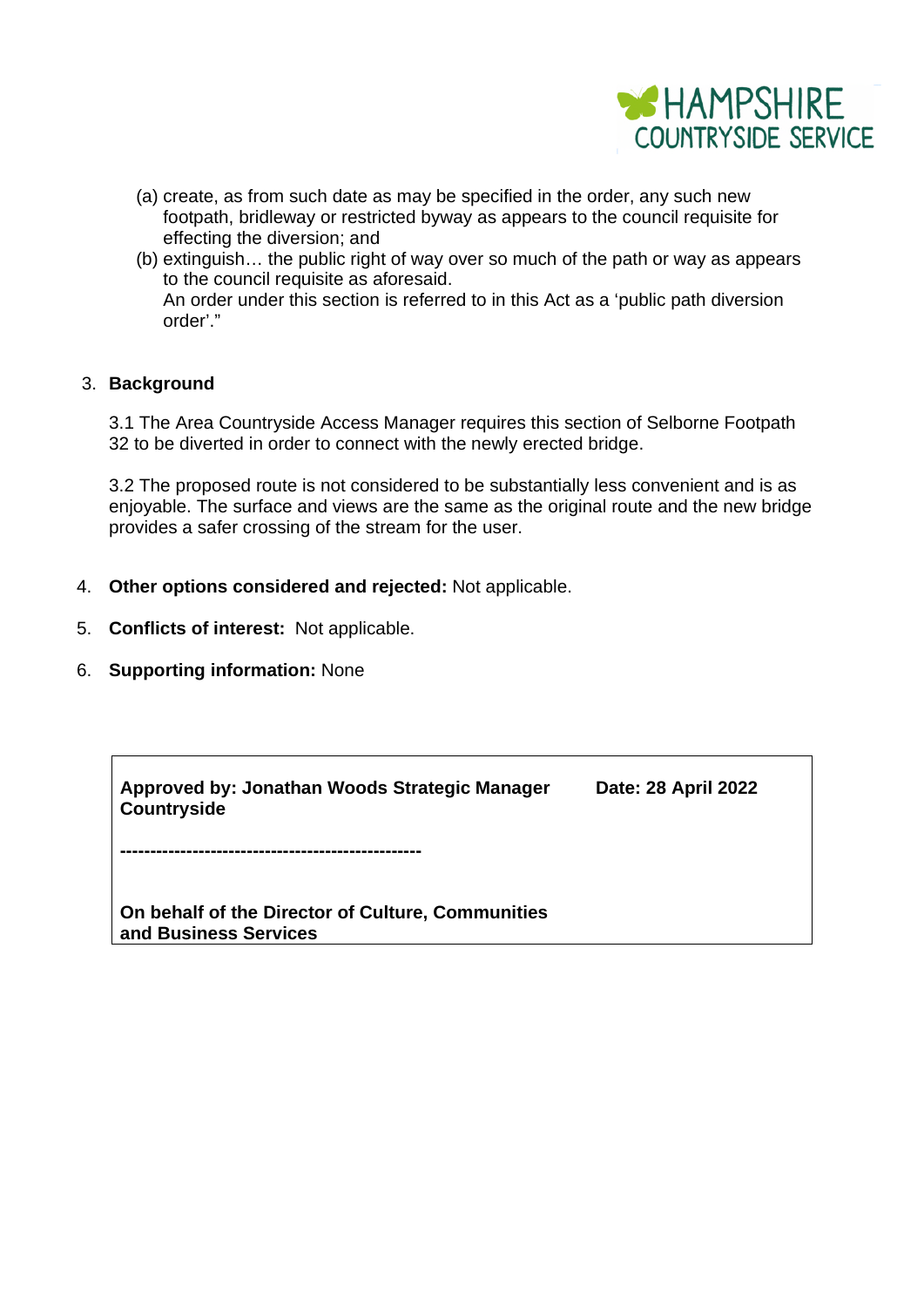(a) create, as from such date as may be specified in the order, any such new footpath, bridleway or restricted byway as appears to the council requisite for effecting the diversion; and

(b) extinguish… the public right of way over so much of the path or way as appears to the council requisite as aforesaid.
An order under this section is referred to in this Act as a 'public path diversion order'."

3. **Background**

3.1 The Area Countryside Access Manager requires this section of Selborne Footpath 32 to be diverted in order to connect with the newly erected bridge.

3.2 The proposed route is not considered to be substantially less convenient and is as enjoyable. The surface and views are the same as the original route and the new bridge provides a safer crossing of the stream for the user.

4. **Other options considered and rejected:** Not applicable.

5. **Conflicts of interest:** Not applicable.

6. **Supporting information:** None

| **Approved by: Jonathan Woods Strategic Manager Countryside**<br><br>**--------------------------------------------------**<br><br>**On behalf of the Director of Culture, Communities and Business Services** | **Date: 28 April 2022** |
|---|---|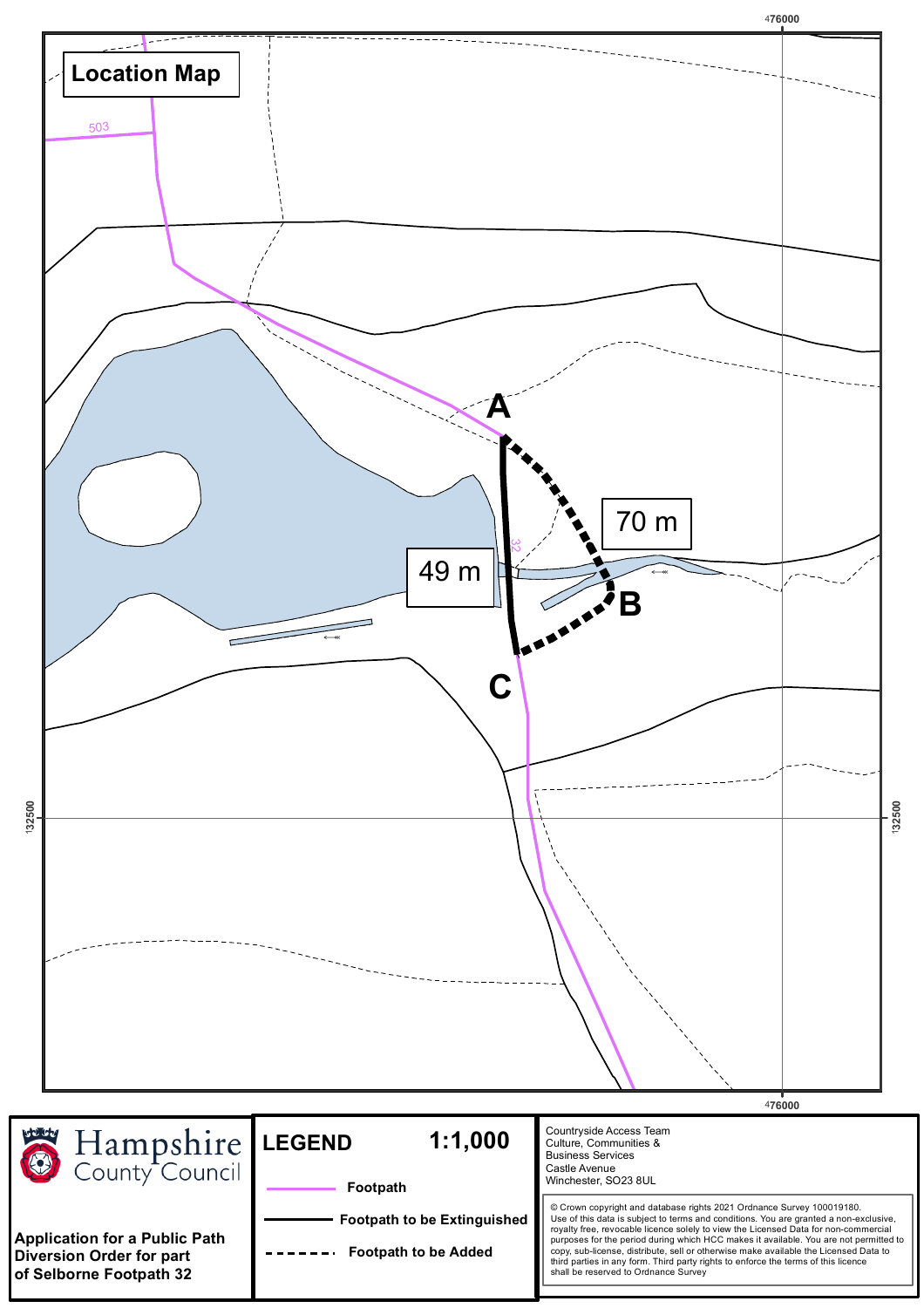# Location Map

503

A

70 m

49 m

32

B

C

476000

132500

Hampshire County Council

**Application for a Public Path Diversion Order for part of Selborne Footpath 32**

## LEGEND

**1:1,000**

- **Footpath**
- **Footpath to be Extinguished**
- **Footpath to be Added**

Countryside Access Team
Culture, Communities & Business Services
Castle Avenue
Winchester, SO23 8UL

© Crown copyright and database rights 2021 Ordnance Survey 100019180.
Use of this data is subject to terms and conditions. You are granted a non-exclusive, royalty free, revocable licence solely to view the Licensed Data for non-commercial purposes for the period during which HCC makes it available. You are not permitted to copy, sub-license, distribute, sell or otherwise make available the Licensed Data to third parties in any form. Third party rights to enforce the terms of this licence shall be reserved to Ordnance Survey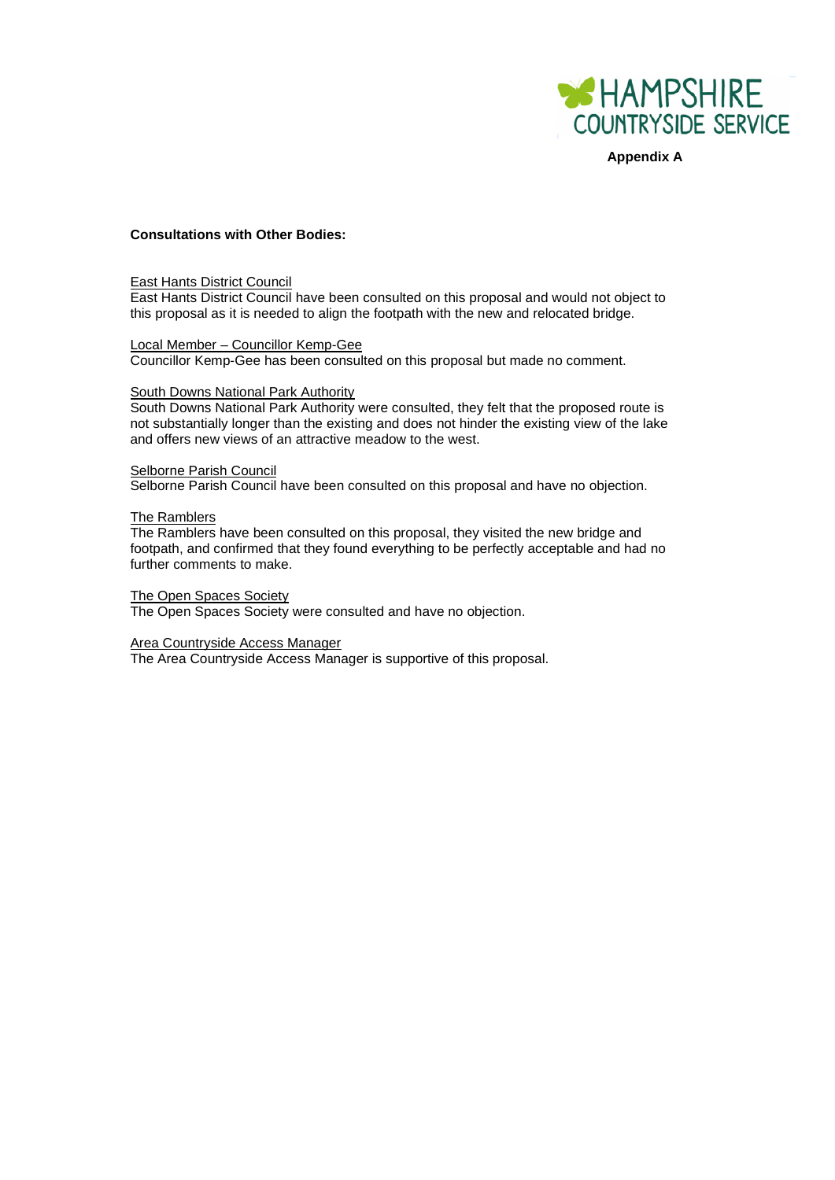**Appendix A**

**Consultations with Other Bodies:**

East Hants District Council
East Hants District Council have been consulted on this proposal and would not object to this proposal as it is needed to align the footpath with the new and relocated bridge.

Local Member – Councillor Kemp-Gee
Councillor Kemp-Gee has been consulted on this proposal but made no comment.

South Downs National Park Authority
South Downs National Park Authority were consulted, they felt that the proposed route is not substantially longer than the existing and does not hinder the existing view of the lake and offers new views of an attractive meadow to the west.

Selborne Parish Council
Selborne Parish Council have been consulted on this proposal and have no objection.

The Ramblers
The Ramblers have been consulted on this proposal, they visited the new bridge and footpath, and confirmed that they found everything to be perfectly acceptable and had no further comments to make.

The Open Spaces Society
The Open Spaces Society were consulted and have no objection.

Area Countryside Access Manager
The Area Countryside Access Manager is supportive of this proposal.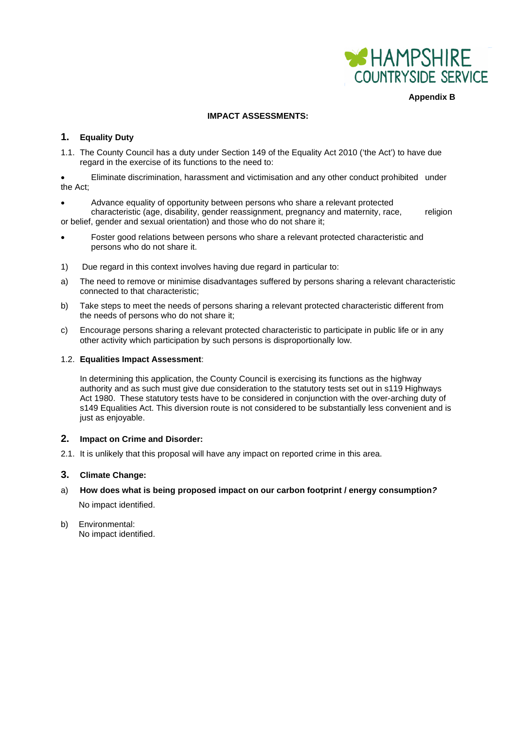HAMPSHIRE COUNTRYSIDE SERVICE

**Appendix B**

**IMPACT ASSESSMENTS:**

## 1. Equality Duty

1.1. The County Council has a duty under Section 149 of the Equality Act 2010 ('the Act') to have due regard in the exercise of its functions to the need to:

- Eliminate discrimination, harassment and victimisation and any other conduct prohibited under the Act;
- Advance equality of opportunity between persons who share a relevant protected characteristic (age, disability, gender reassignment, pregnancy and maternity, race, religion or belief, gender and sexual orientation) and those who do not share it;
- Foster good relations between persons who share a relevant protected characteristic and persons who do not share it.

1) Due regard in this context involves having due regard in particular to:

a) The need to remove or minimise disadvantages suffered by persons sharing a relevant characteristic connected to that characteristic;

b) Take steps to meet the needs of persons sharing a relevant protected characteristic different from the needs of persons who do not share it;

c) Encourage persons sharing a relevant protected characteristic to participate in public life or in any other activity which participation by such persons is disproportionally low.

1.2. **Equalities Impact Assessment**:

In determining this application, the County Council is exercising its functions as the highway authority and as such must give due consideration to the statutory tests set out in s119 Highways Act 1980. These statutory tests have to be considered in conjunction with the over-arching duty of s149 Equalities Act. This diversion route is not considered to be substantially less convenient and is just as enjoyable.

## 2. Impact on Crime and Disorder:

2.1. It is unlikely that this proposal will have any impact on reported crime in this area.

## 3. Climate Change:

a) **How does what is being proposed impact on our carbon footprint / energy consumption?**

No impact identified.

b) Environmental:
No impact identified.